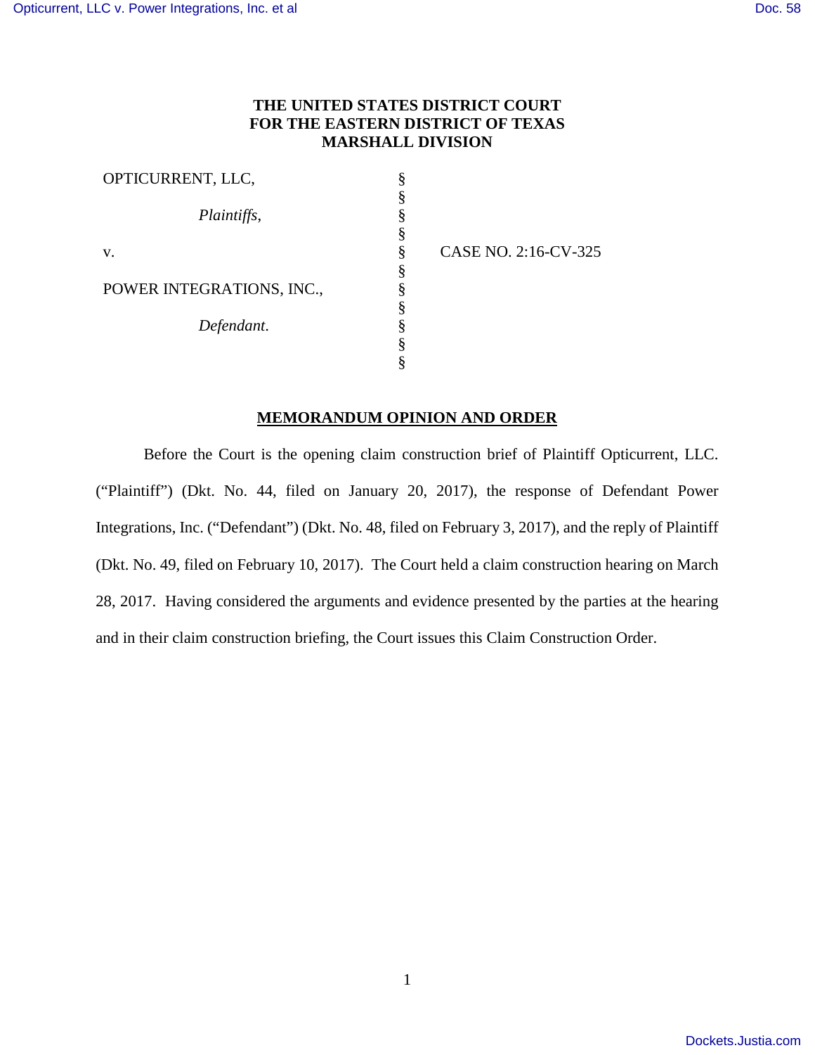**THE UNITED STATES DISTRICT COURT**
**FOR THE EASTERN DISTRICT OF TEXAS**
**MARSHALL DIVISION**

| | | |
|---|---|---|
| OPTICURRENT, LLC, | § | |
| | § | |
| *Plaintiffs*, | § | |
| | § | |
| v. | § | CASE NO. 2:16-CV-325 |
| | § | |
| POWER INTEGRATIONS, INC., | § | |
| | § | |
| *Defendant*. | § | |
| | § | |
| | § | |

## MEMORANDUM OPINION AND ORDER

Before the Court is the opening claim construction brief of Plaintiff Opticurrent, LLC. ("Plaintiff") (Dkt. No. 44, filed on January 20, 2017), the response of Defendant Power Integrations, Inc. ("Defendant") (Dkt. No. 48, filed on February 3, 2017), and the reply of Plaintiff (Dkt. No. 49, filed on February 10, 2017). The Court held a claim construction hearing on March 28, 2017. Having considered the arguments and evidence presented by the parties at the hearing and in their claim construction briefing, the Court issues this Claim Construction Order.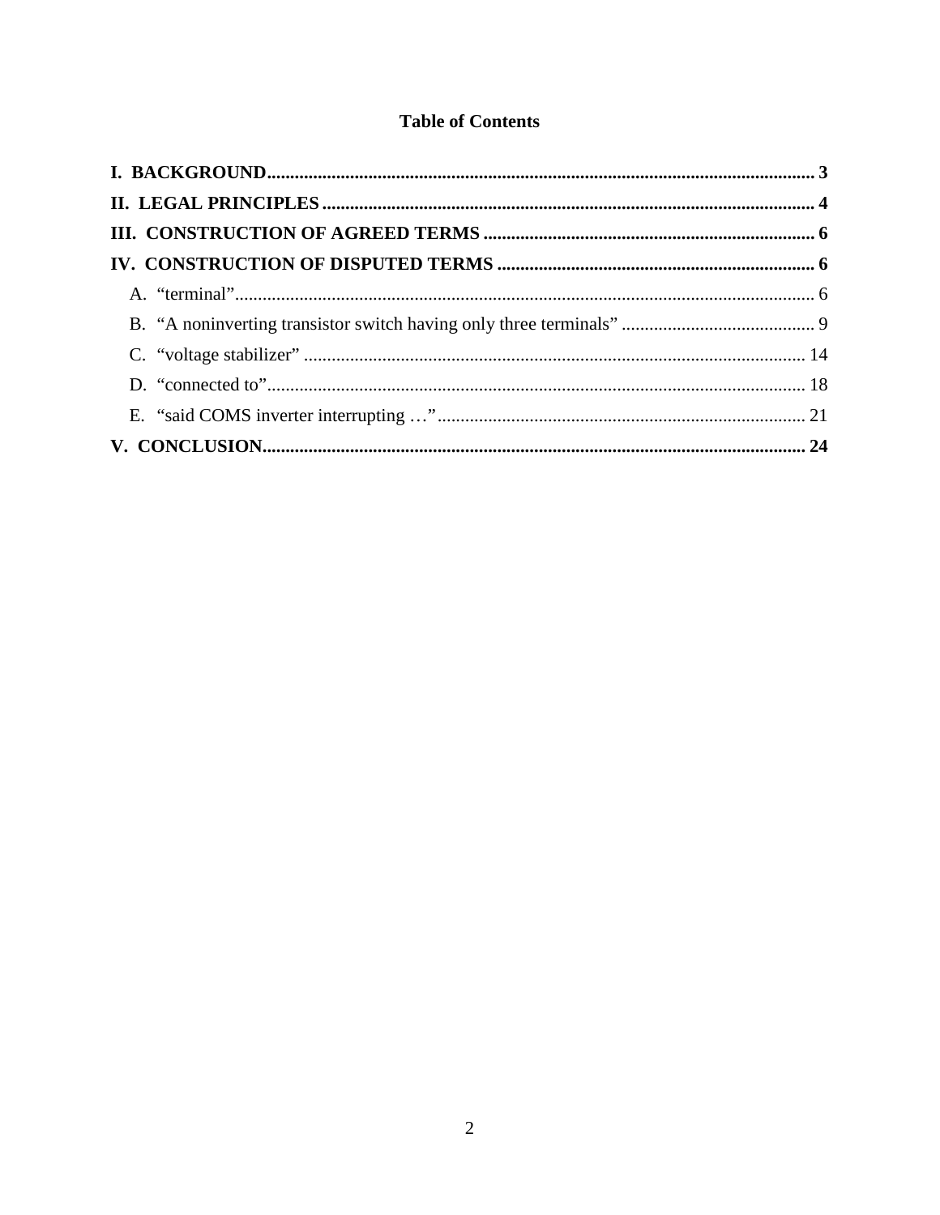# Table of Contents

**I. BACKGROUND** ..... **3**

**II. LEGAL PRINCIPLES** ..... **4**

**III. CONSTRUCTION OF AGREED TERMS** ..... **6**

**IV. CONSTRUCTION OF DISPUTED TERMS** ..... **6**

- A. "terminal" ..... 6
- B. "A noninverting transistor switch having only three terminals" ..... 9
- C. "voltage stabilizer" ..... 14
- D. "connected to" ..... 18
- E. "said COMS inverter interrupting …" ..... 21

**V. CONCLUSION** ..... **24**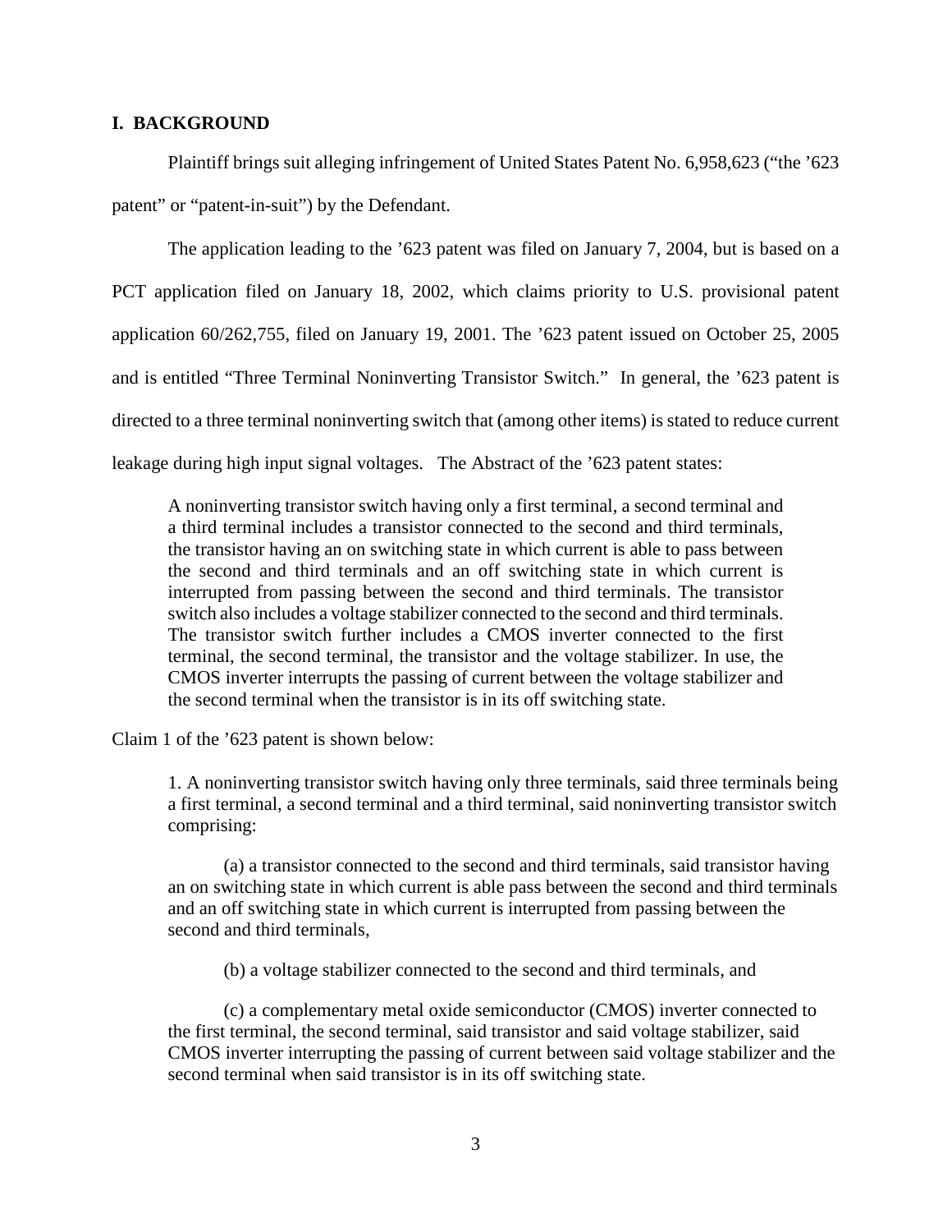## I. BACKGROUND

Plaintiff brings suit alleging infringement of United States Patent No. 6,958,623 ("the '623 patent" or "patent-in-suit") by the Defendant.

The application leading to the '623 patent was filed on January 7, 2004, but is based on a PCT application filed on January 18, 2002, which claims priority to U.S. provisional patent application 60/262,755, filed on January 19, 2001. The '623 patent issued on October 25, 2005 and is entitled "Three Terminal Noninverting Transistor Switch." In general, the '623 patent is directed to a three terminal noninverting switch that (among other items) is stated to reduce current leakage during high input signal voltages. The Abstract of the '623 patent states:

> A noninverting transistor switch having only a first terminal, a second terminal and a third terminal includes a transistor connected to the second and third terminals, the transistor having an on switching state in which current is able to pass between the second and third terminals and an off switching state in which current is interrupted from passing between the second and third terminals. The transistor switch also includes a voltage stabilizer connected to the second and third terminals. The transistor switch further includes a CMOS inverter connected to the first terminal, the second terminal, the transistor and the voltage stabilizer. In use, the CMOS inverter interrupts the passing of current between the voltage stabilizer and the second terminal when the transistor is in its off switching state.

Claim 1 of the '623 patent is shown below:

> 1. A noninverting transistor switch having only three terminals, said three terminals being a first terminal, a second terminal and a third terminal, said noninverting transistor switch comprising:
>
> (a) a transistor connected to the second and third terminals, said transistor having an on switching state in which current is able pass between the second and third terminals and an off switching state in which current is interrupted from passing between the second and third terminals,
>
> (b) a voltage stabilizer connected to the second and third terminals, and
>
> (c) a complementary metal oxide semiconductor (CMOS) inverter connected to the first terminal, the second terminal, said transistor and said voltage stabilizer, said CMOS inverter interrupting the passing of current between said voltage stabilizer and the second terminal when said transistor is in its off switching state.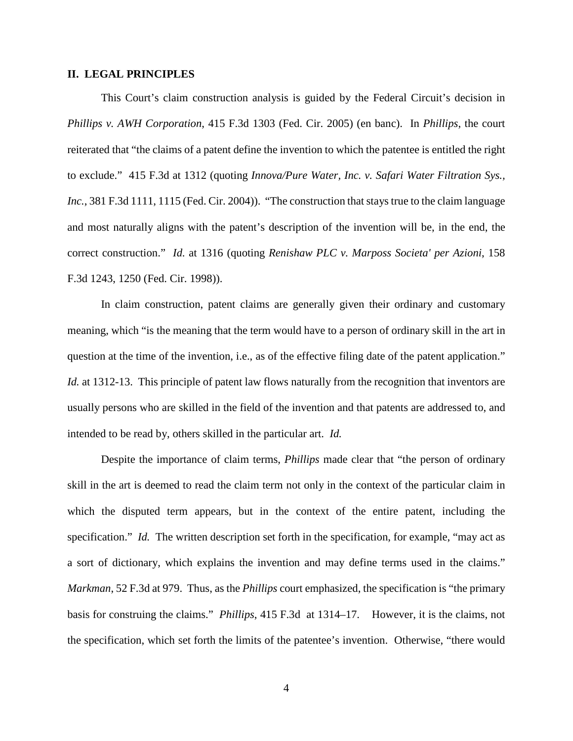## II. LEGAL PRINCIPLES

This Court's claim construction analysis is guided by the Federal Circuit's decision in *Phillips v. AWH Corporation*, 415 F.3d 1303 (Fed. Cir. 2005) (en banc). In *Phillips*, the court reiterated that "the claims of a patent define the invention to which the patentee is entitled the right to exclude." 415 F.3d at 1312 (quoting *Innova/Pure Water, Inc. v. Safari Water Filtration Sys., Inc.*, 381 F.3d 1111, 1115 (Fed. Cir. 2004)). "The construction that stays true to the claim language and most naturally aligns with the patent's description of the invention will be, in the end, the correct construction." *Id.* at 1316 (quoting *Renishaw PLC v. Marposs Societa' per Azioni*, 158 F.3d 1243, 1250 (Fed. Cir. 1998)).

In claim construction, patent claims are generally given their ordinary and customary meaning, which "is the meaning that the term would have to a person of ordinary skill in the art in question at the time of the invention, i.e., as of the effective filing date of the patent application." *Id.* at 1312-13. This principle of patent law flows naturally from the recognition that inventors are usually persons who are skilled in the field of the invention and that patents are addressed to, and intended to be read by, others skilled in the particular art. *Id.*

Despite the importance of claim terms, *Phillips* made clear that "the person of ordinary skill in the art is deemed to read the claim term not only in the context of the particular claim in which the disputed term appears, but in the context of the entire patent, including the specification." *Id.* The written description set forth in the specification, for example, "may act as a sort of dictionary, which explains the invention and may define terms used in the claims." *Markman*, 52 F.3d at 979. Thus, as the *Phillips* court emphasized, the specification is "the primary basis for construing the claims." *Phillips*, 415 F.3d at 1314–17. However, it is the claims, not the specification, which set forth the limits of the patentee's invention. Otherwise, "there would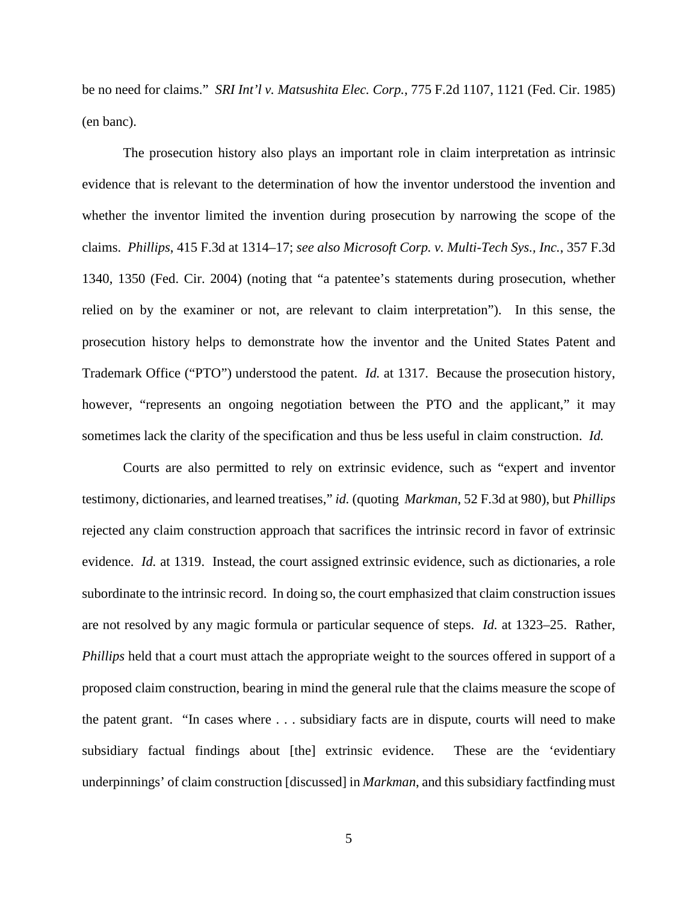be no need for claims." *SRI Int'l v. Matsushita Elec. Corp.*, 775 F.2d 1107, 1121 (Fed. Cir. 1985) (en banc).

The prosecution history also plays an important role in claim interpretation as intrinsic evidence that is relevant to the determination of how the inventor understood the invention and whether the inventor limited the invention during prosecution by narrowing the scope of the claims. *Phillips*, 415 F.3d at 1314–17; *see also Microsoft Corp. v. Multi-Tech Sys., Inc.*, 357 F.3d 1340, 1350 (Fed. Cir. 2004) (noting that "a patentee's statements during prosecution, whether relied on by the examiner or not, are relevant to claim interpretation"). In this sense, the prosecution history helps to demonstrate how the inventor and the United States Patent and Trademark Office ("PTO") understood the patent. *Id.* at 1317. Because the prosecution history, however, "represents an ongoing negotiation between the PTO and the applicant," it may sometimes lack the clarity of the specification and thus be less useful in claim construction. *Id.*

Courts are also permitted to rely on extrinsic evidence, such as "expert and inventor testimony, dictionaries, and learned treatises," *id.* (quoting *Markman*, 52 F.3d at 980), but *Phillips* rejected any claim construction approach that sacrifices the intrinsic record in favor of extrinsic evidence. *Id.* at 1319. Instead, the court assigned extrinsic evidence, such as dictionaries, a role subordinate to the intrinsic record. In doing so, the court emphasized that claim construction issues are not resolved by any magic formula or particular sequence of steps. *Id.* at 1323–25. Rather, *Phillips* held that a court must attach the appropriate weight to the sources offered in support of a proposed claim construction, bearing in mind the general rule that the claims measure the scope of the patent grant. "In cases where . . . subsidiary facts are in dispute, courts will need to make subsidiary factual findings about [the] extrinsic evidence. These are the 'evidentiary underpinnings' of claim construction [discussed] in *Markman*, and this subsidiary factfinding must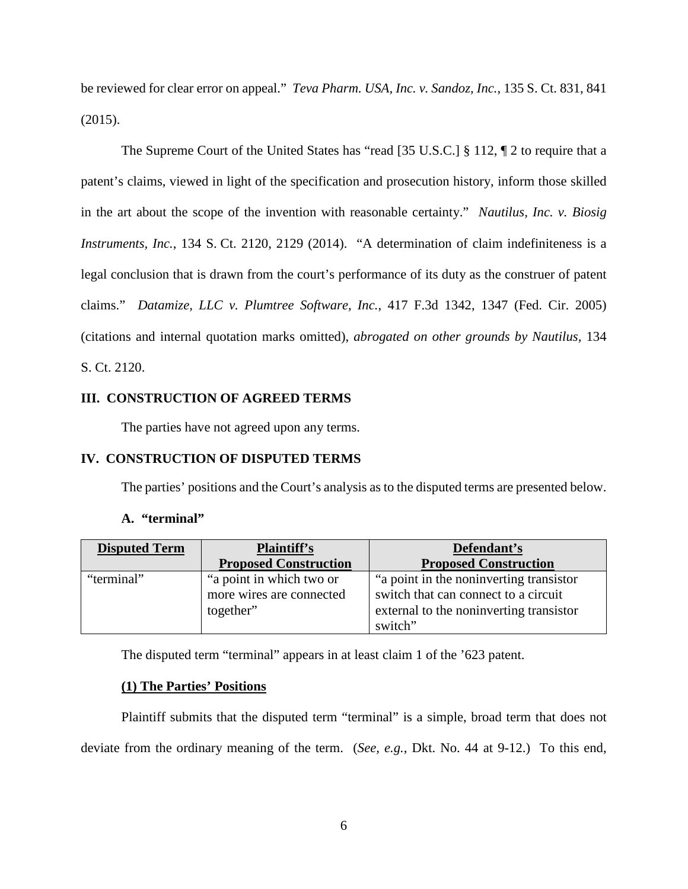be reviewed for clear error on appeal." *Teva Pharm. USA, Inc. v. Sandoz, Inc.*, 135 S. Ct. 831, 841 (2015).

The Supreme Court of the United States has "read [35 U.S.C.] § 112, ¶ 2 to require that a patent's claims, viewed in light of the specification and prosecution history, inform those skilled in the art about the scope of the invention with reasonable certainty." *Nautilus, Inc. v. Biosig Instruments, Inc.*, 134 S. Ct. 2120, 2129 (2014). "A determination of claim indefiniteness is a legal conclusion that is drawn from the court's performance of its duty as the construer of patent claims." *Datamize, LLC v. Plumtree Software, Inc.*, 417 F.3d 1342, 1347 (Fed. Cir. 2005) (citations and internal quotation marks omitted), *abrogated on other grounds by Nautilus*, 134 S. Ct. 2120.

## III. CONSTRUCTION OF AGREED TERMS

The parties have not agreed upon any terms.

## IV. CONSTRUCTION OF DISPUTED TERMS

The parties' positions and the Court's analysis as to the disputed terms are presented below.

### A. "terminal"

| Disputed Term | Plaintiff's Proposed Construction | Defendant's Proposed Construction |
|---|---|---|
| "terminal" | "a point in which two or more wires are connected together" | "a point in the noninverting transistor switch that can connect to a circuit external to the noninverting transistor switch" |

The disputed term "terminal" appears in at least claim 1 of the '623 patent.

**(1) The Parties' Positions**

Plaintiff submits that the disputed term "terminal" is a simple, broad term that does not deviate from the ordinary meaning of the term. (*See, e.g.*, Dkt. No. 44 at 9-12.) To this end,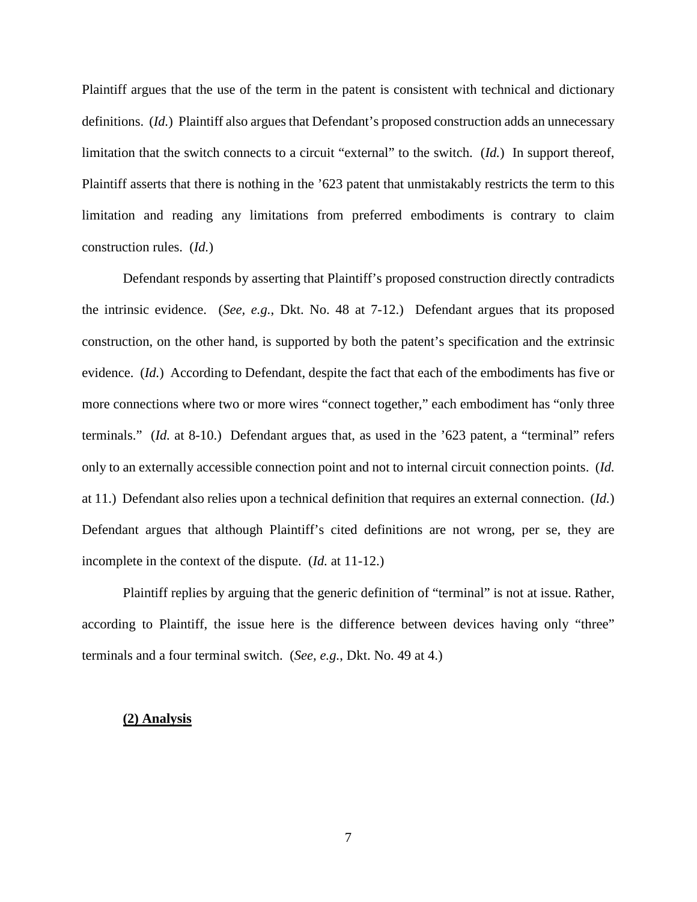Plaintiff argues that the use of the term in the patent is consistent with technical and dictionary definitions. (*Id.*) Plaintiff also argues that Defendant's proposed construction adds an unnecessary limitation that the switch connects to a circuit "external" to the switch. (*Id.*) In support thereof, Plaintiff asserts that there is nothing in the '623 patent that unmistakably restricts the term to this limitation and reading any limitations from preferred embodiments is contrary to claim construction rules. (*Id.*)

Defendant responds by asserting that Plaintiff's proposed construction directly contradicts the intrinsic evidence. (*See, e.g.*, Dkt. No. 48 at 7-12.) Defendant argues that its proposed construction, on the other hand, is supported by both the patent's specification and the extrinsic evidence. (*Id.*) According to Defendant, despite the fact that each of the embodiments has five or more connections where two or more wires "connect together," each embodiment has "only three terminals." (*Id.* at 8-10.) Defendant argues that, as used in the '623 patent, a "terminal" refers only to an externally accessible connection point and not to internal circuit connection points. (*Id.* at 11.) Defendant also relies upon a technical definition that requires an external connection. (*Id.*) Defendant argues that although Plaintiff's cited definitions are not wrong, per se, they are incomplete in the context of the dispute. (*Id.* at 11-12.)

Plaintiff replies by arguing that the generic definition of "terminal" is not at issue. Rather, according to Plaintiff, the issue here is the difference between devices having only "three" terminals and a four terminal switch. (*See, e.g.*, Dkt. No. 49 at 4.)

**(2) Analysis**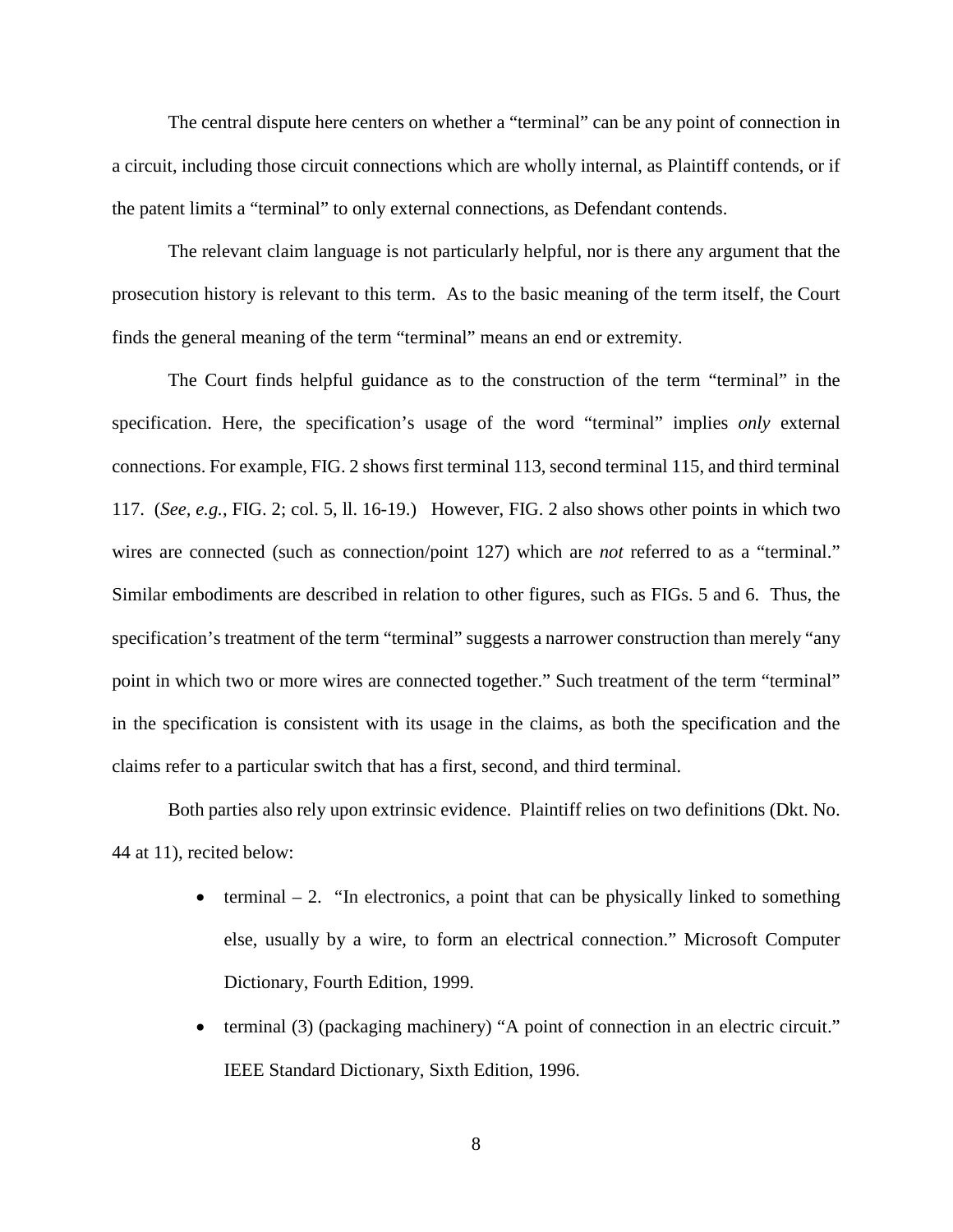The central dispute here centers on whether a "terminal" can be any point of connection in a circuit, including those circuit connections which are wholly internal, as Plaintiff contends, or if the patent limits a "terminal" to only external connections, as Defendant contends.

The relevant claim language is not particularly helpful, nor is there any argument that the prosecution history is relevant to this term. As to the basic meaning of the term itself, the Court finds the general meaning of the term "terminal" means an end or extremity.

The Court finds helpful guidance as to the construction of the term "terminal" in the specification. Here, the specification's usage of the word "terminal" implies *only* external connections. For example, FIG. 2 shows first terminal 113, second terminal 115, and third terminal 117. (*See, e.g.*, FIG. 2; col. 5, ll. 16-19.) However, FIG. 2 also shows other points in which two wires are connected (such as connection/point 127) which are *not* referred to as a "terminal." Similar embodiments are described in relation to other figures, such as FIGs. 5 and 6. Thus, the specification's treatment of the term "terminal" suggests a narrower construction than merely "any point in which two or more wires are connected together." Such treatment of the term "terminal" in the specification is consistent with its usage in the claims, as both the specification and the claims refer to a particular switch that has a first, second, and third terminal.

Both parties also rely upon extrinsic evidence. Plaintiff relies on two definitions (Dkt. No. 44 at 11), recited below:

- terminal – 2. "In electronics, a point that can be physically linked to something else, usually by a wire, to form an electrical connection." Microsoft Computer Dictionary, Fourth Edition, 1999.
- terminal (3) (packaging machinery) "A point of connection in an electric circuit." IEEE Standard Dictionary, Sixth Edition, 1996.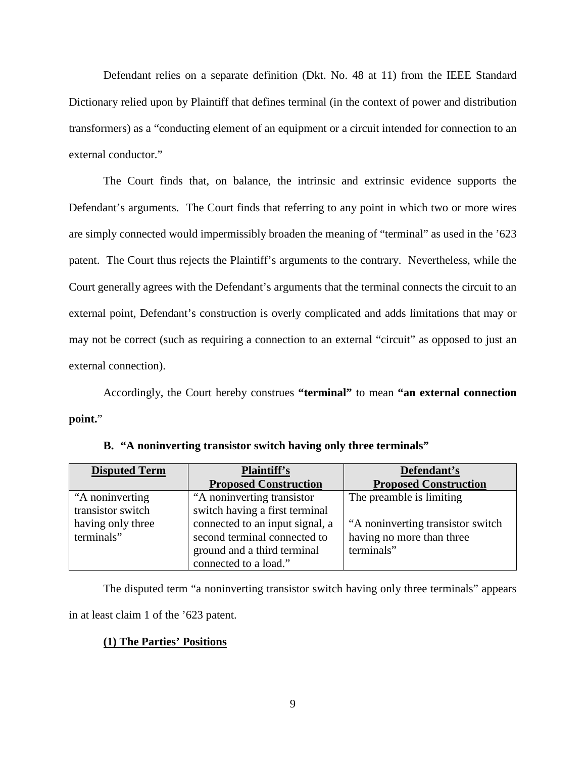Defendant relies on a separate definition (Dkt. No. 48 at 11) from the IEEE Standard Dictionary relied upon by Plaintiff that defines terminal (in the context of power and distribution transformers) as a "conducting element of an equipment or a circuit intended for connection to an external conductor."

The Court finds that, on balance, the intrinsic and extrinsic evidence supports the Defendant's arguments. The Court finds that referring to any point in which two or more wires are simply connected would impermissibly broaden the meaning of "terminal" as used in the '623 patent. The Court thus rejects the Plaintiff's arguments to the contrary. Nevertheless, while the Court generally agrees with the Defendant's arguments that the terminal connects the circuit to an external point, Defendant's construction is overly complicated and adds limitations that may or may not be correct (such as requiring a connection to an external "circuit" as opposed to just an external connection).

Accordingly, the Court hereby construes **"terminal"** to mean **"an external connection point.**"

### B. "A noninverting transistor switch having only three terminals"

| **Disputed Term** | **Plaintiff's Proposed Construction** | **Defendant's Proposed Construction** |
|---|---|---|
| "A noninverting transistor switch having only three terminals" | "A noninverting transistor switch having a first terminal connected to an input signal, a second terminal connected to ground and a third terminal connected to a load." | The preamble is limiting<br><br>"A noninverting transistor switch having no more than three terminals" |

The disputed term "a noninverting transistor switch having only three terminals" appears in at least claim 1 of the '623 patent.

**(1) The Parties' Positions**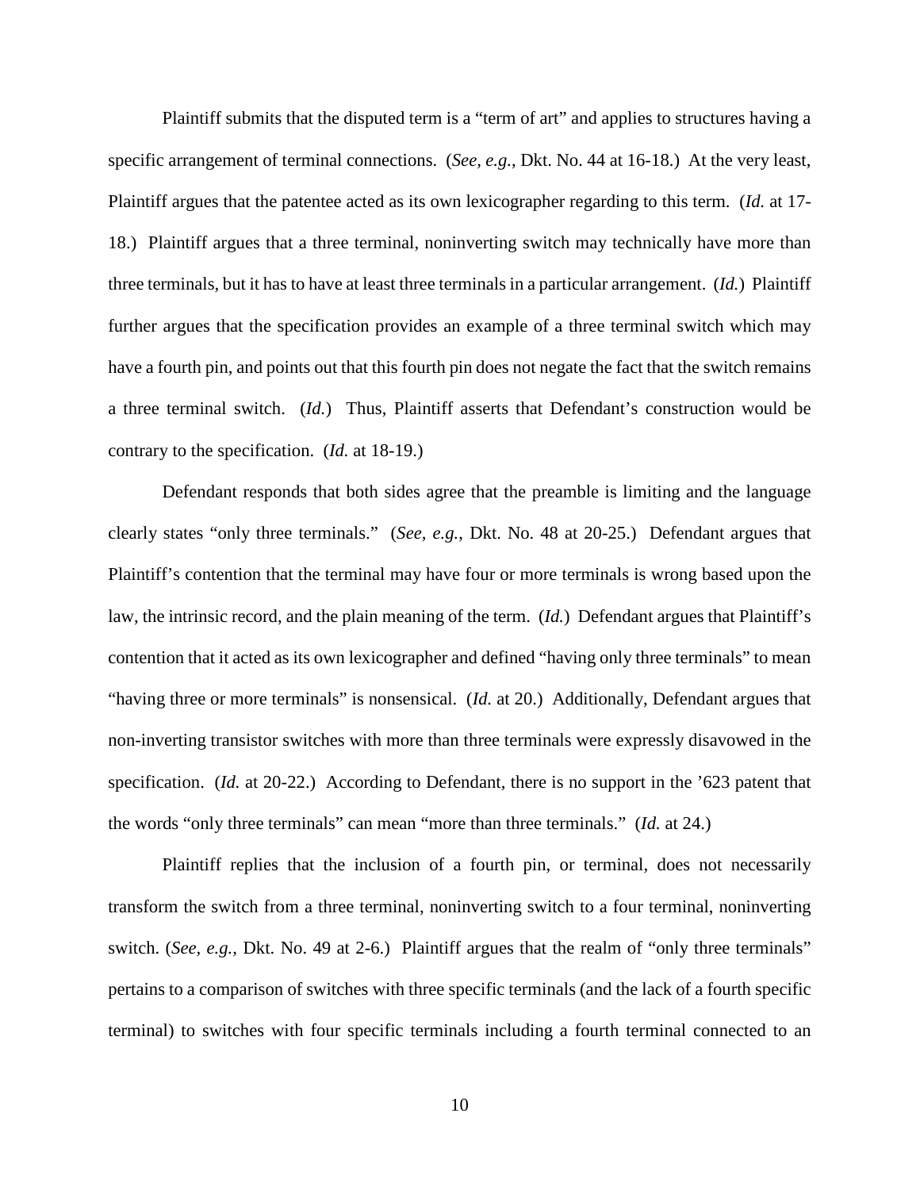Plaintiff submits that the disputed term is a "term of art" and applies to structures having a specific arrangement of terminal connections. (*See, e.g.*, Dkt. No. 44 at 16-18.) At the very least, Plaintiff argues that the patentee acted as its own lexicographer regarding to this term. (*Id.* at 17-18.) Plaintiff argues that a three terminal, noninverting switch may technically have more than three terminals, but it has to have at least three terminals in a particular arrangement. (*Id.*) Plaintiff further argues that the specification provides an example of a three terminal switch which may have a fourth pin, and points out that this fourth pin does not negate the fact that the switch remains a three terminal switch. (*Id.*) Thus, Plaintiff asserts that Defendant's construction would be contrary to the specification. (*Id.* at 18-19.)

Defendant responds that both sides agree that the preamble is limiting and the language clearly states "only three terminals." (*See, e.g.*, Dkt. No. 48 at 20-25.) Defendant argues that Plaintiff's contention that the terminal may have four or more terminals is wrong based upon the law, the intrinsic record, and the plain meaning of the term. (*Id.*) Defendant argues that Plaintiff's contention that it acted as its own lexicographer and defined "having only three terminals" to mean "having three or more terminals" is nonsensical. (*Id.* at 20.) Additionally, Defendant argues that non-inverting transistor switches with more than three terminals were expressly disavowed in the specification. (*Id.* at 20-22.) According to Defendant, there is no support in the '623 patent that the words "only three terminals" can mean "more than three terminals." (*Id.* at 24.)

Plaintiff replies that the inclusion of a fourth pin, or terminal, does not necessarily transform the switch from a three terminal, noninverting switch to a four terminal, noninverting switch. (*See, e.g.*, Dkt. No. 49 at 2-6.) Plaintiff argues that the realm of "only three terminals" pertains to a comparison of switches with three specific terminals (and the lack of a fourth specific terminal) to switches with four specific terminals including a fourth terminal connected to an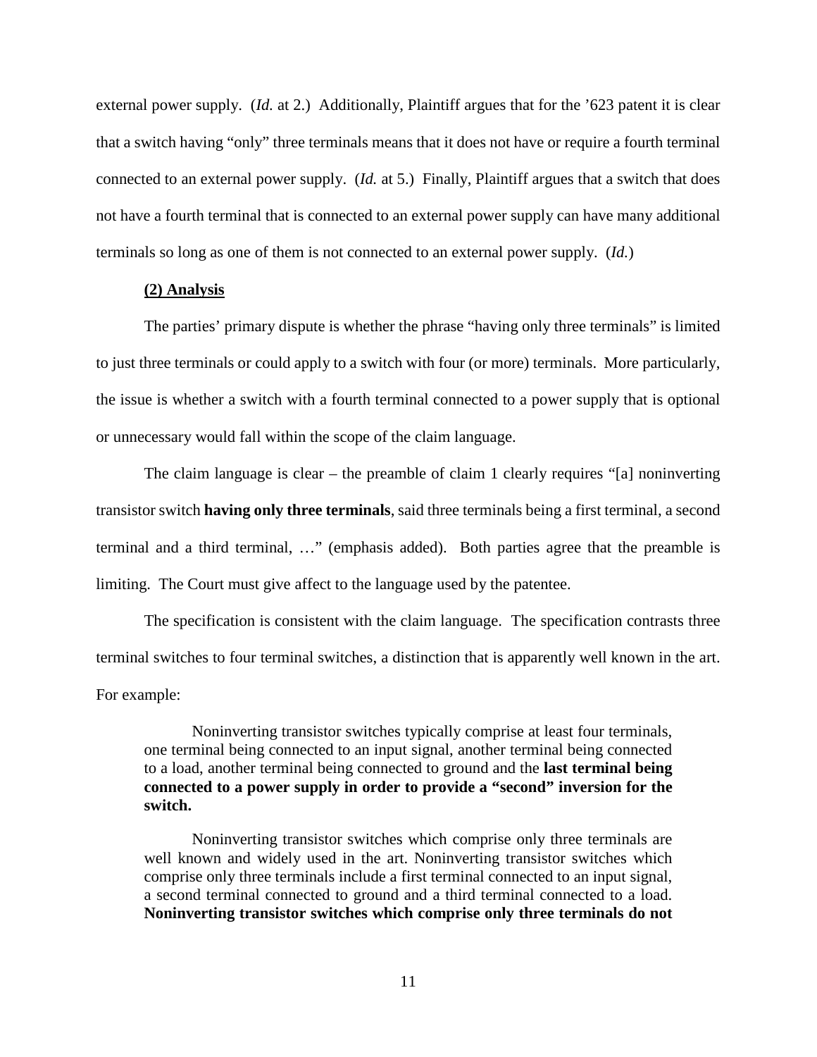external power supply. (*Id.* at 2.) Additionally, Plaintiff argues that for the '623 patent it is clear that a switch having "only" three terminals means that it does not have or require a fourth terminal connected to an external power supply. (*Id.* at 5.) Finally, Plaintiff argues that a switch that does not have a fourth terminal that is connected to an external power supply can have many additional terminals so long as one of them is not connected to an external power supply. (*Id.*)

**(2) Analysis**

The parties' primary dispute is whether the phrase "having only three terminals" is limited to just three terminals or could apply to a switch with four (or more) terminals. More particularly, the issue is whether a switch with a fourth terminal connected to a power supply that is optional or unnecessary would fall within the scope of the claim language.

The claim language is clear – the preamble of claim 1 clearly requires "[a] noninverting transistor switch **having only three terminals**, said three terminals being a first terminal, a second terminal and a third terminal, …" (emphasis added). Both parties agree that the preamble is limiting. The Court must give affect to the language used by the patentee.

The specification is consistent with the claim language. The specification contrasts three terminal switches to four terminal switches, a distinction that is apparently well known in the art. For example:

> Noninverting transistor switches typically comprise at least four terminals, one terminal being connected to an input signal, another terminal being connected to a load, another terminal being connected to ground and the **last terminal being connected to a power supply in order to provide a "second" inversion for the switch.**
>
> Noninverting transistor switches which comprise only three terminals are well known and widely used in the art. Noninverting transistor switches which comprise only three terminals include a first terminal connected to an input signal, a second terminal connected to ground and a third terminal connected to a load. **Noninverting transistor switches which comprise only three terminals do not**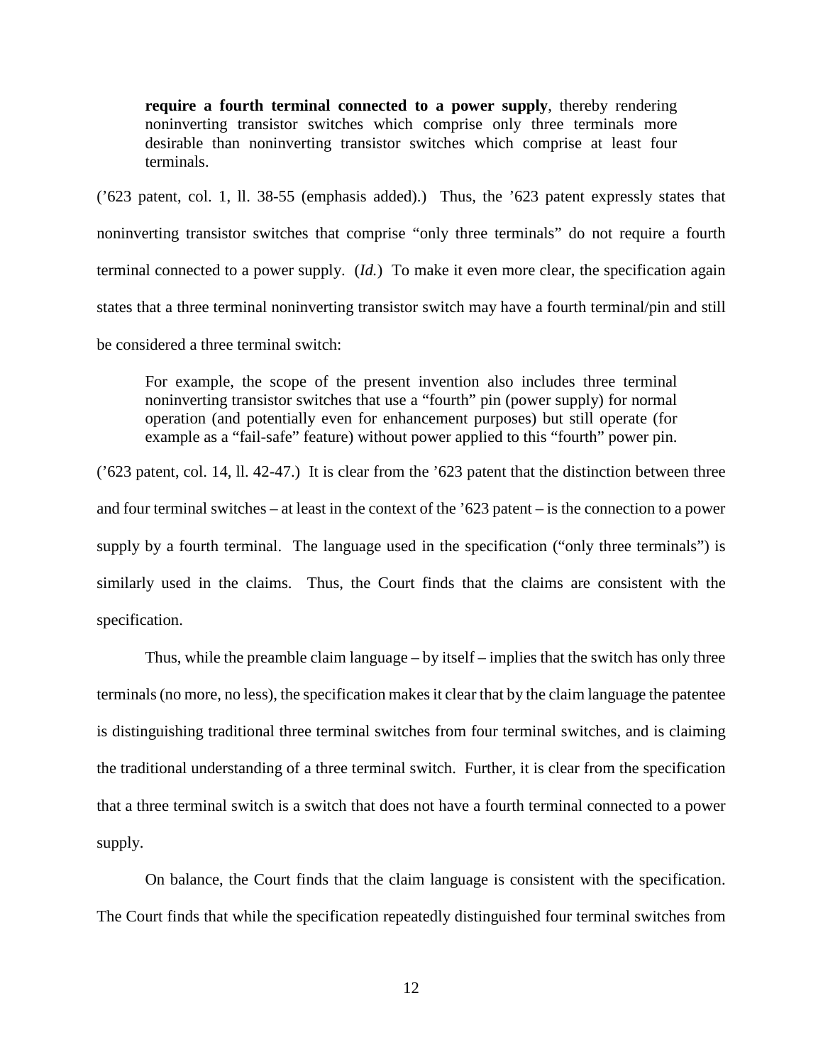> **require a fourth terminal connected to a power supply**, thereby rendering noninverting transistor switches which comprise only three terminals more desirable than noninverting transistor switches which comprise at least four terminals.

('623 patent, col. 1, ll. 38-55 (emphasis added).) Thus, the '623 patent expressly states that noninverting transistor switches that comprise "only three terminals" do not require a fourth terminal connected to a power supply. (*Id.*) To make it even more clear, the specification again states that a three terminal noninverting transistor switch may have a fourth terminal/pin and still be considered a three terminal switch:

> For example, the scope of the present invention also includes three terminal noninverting transistor switches that use a "fourth" pin (power supply) for normal operation (and potentially even for enhancement purposes) but still operate (for example as a "fail-safe" feature) without power applied to this "fourth" power pin.

('623 patent, col. 14, ll. 42-47.) It is clear from the '623 patent that the distinction between three and four terminal switches – at least in the context of the '623 patent – is the connection to a power supply by a fourth terminal. The language used in the specification ("only three terminals") is similarly used in the claims. Thus, the Court finds that the claims are consistent with the specification.

Thus, while the preamble claim language – by itself – implies that the switch has only three terminals (no more, no less), the specification makes it clear that by the claim language the patentee is distinguishing traditional three terminal switches from four terminal switches, and is claiming the traditional understanding of a three terminal switch. Further, it is clear from the specification that a three terminal switch is a switch that does not have a fourth terminal connected to a power supply.

On balance, the Court finds that the claim language is consistent with the specification. The Court finds that while the specification repeatedly distinguished four terminal switches from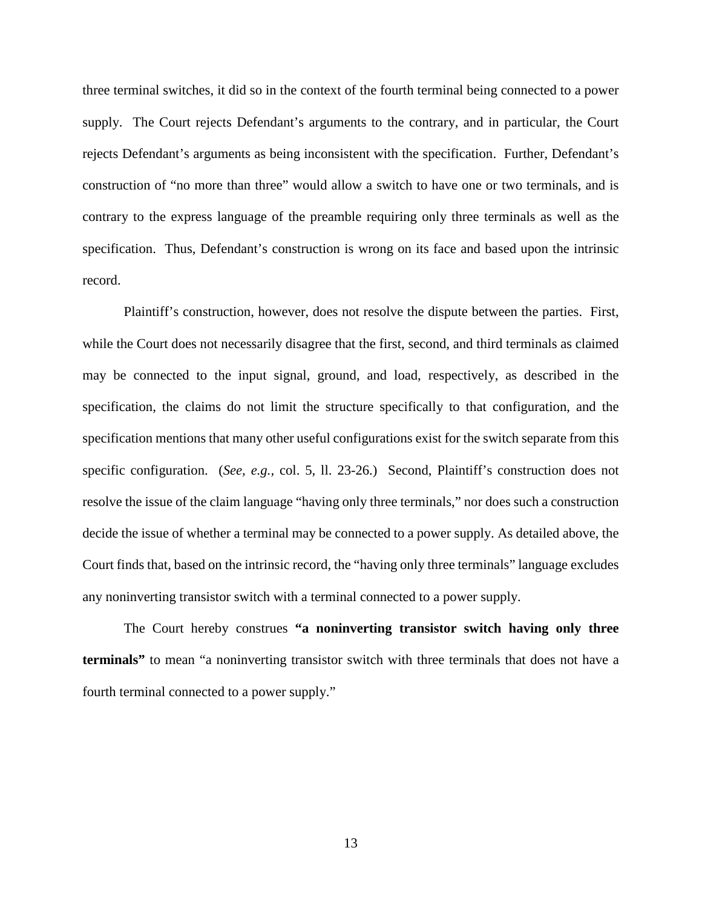three terminal switches, it did so in the context of the fourth terminal being connected to a power supply. The Court rejects Defendant's arguments to the contrary, and in particular, the Court rejects Defendant's arguments as being inconsistent with the specification. Further, Defendant's construction of "no more than three" would allow a switch to have one or two terminals, and is contrary to the express language of the preamble requiring only three terminals as well as the specification. Thus, Defendant's construction is wrong on its face and based upon the intrinsic record.

Plaintiff's construction, however, does not resolve the dispute between the parties. First, while the Court does not necessarily disagree that the first, second, and third terminals as claimed may be connected to the input signal, ground, and load, respectively, as described in the specification, the claims do not limit the structure specifically to that configuration, and the specification mentions that many other useful configurations exist for the switch separate from this specific configuration. (*See, e.g.*, col. 5, ll. 23-26.) Second, Plaintiff's construction does not resolve the issue of the claim language "having only three terminals," nor does such a construction decide the issue of whether a terminal may be connected to a power supply. As detailed above, the Court finds that, based on the intrinsic record, the "having only three terminals" language excludes any noninverting transistor switch with a terminal connected to a power supply.

The Court hereby construes **"a noninverting transistor switch having only three terminals"** to mean "a noninverting transistor switch with three terminals that does not have a fourth terminal connected to a power supply."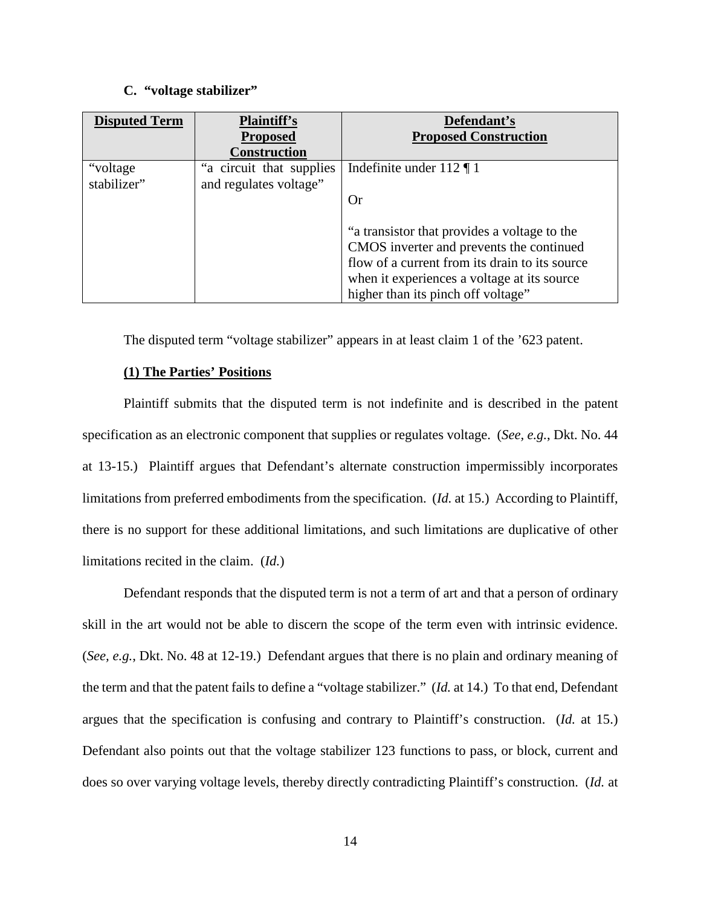### C. "voltage stabilizer"

| Disputed Term | Plaintiff's Proposed Construction | Defendant's Proposed Construction |
|---|---|---|
| "voltage stabilizer" | "a circuit that supplies and regulates voltage" | Indefinite under 112 ¶ 1<br><br>Or<br><br>"a transistor that provides a voltage to the CMOS inverter and prevents the continued flow of a current from its drain to its source when it experiences a voltage at its source higher than its pinch off voltage" |

The disputed term "voltage stabilizer" appears in at least claim 1 of the '623 patent.

**(1) The Parties' Positions**

Plaintiff submits that the disputed term is not indefinite and is described in the patent specification as an electronic component that supplies or regulates voltage. (*See, e.g.*, Dkt. No. 44 at 13-15.) Plaintiff argues that Defendant's alternate construction impermissibly incorporates limitations from preferred embodiments from the specification. (*Id.* at 15.) According to Plaintiff, there is no support for these additional limitations, and such limitations are duplicative of other limitations recited in the claim. (*Id.*)

Defendant responds that the disputed term is not a term of art and that a person of ordinary skill in the art would not be able to discern the scope of the term even with intrinsic evidence. (*See, e.g.*, Dkt. No. 48 at 12-19.) Defendant argues that there is no plain and ordinary meaning of the term and that the patent fails to define a "voltage stabilizer." (*Id.* at 14.) To that end, Defendant argues that the specification is confusing and contrary to Plaintiff's construction. (*Id.* at 15.) Defendant also points out that the voltage stabilizer 123 functions to pass, or block, current and does so over varying voltage levels, thereby directly contradicting Plaintiff's construction. (*Id.* at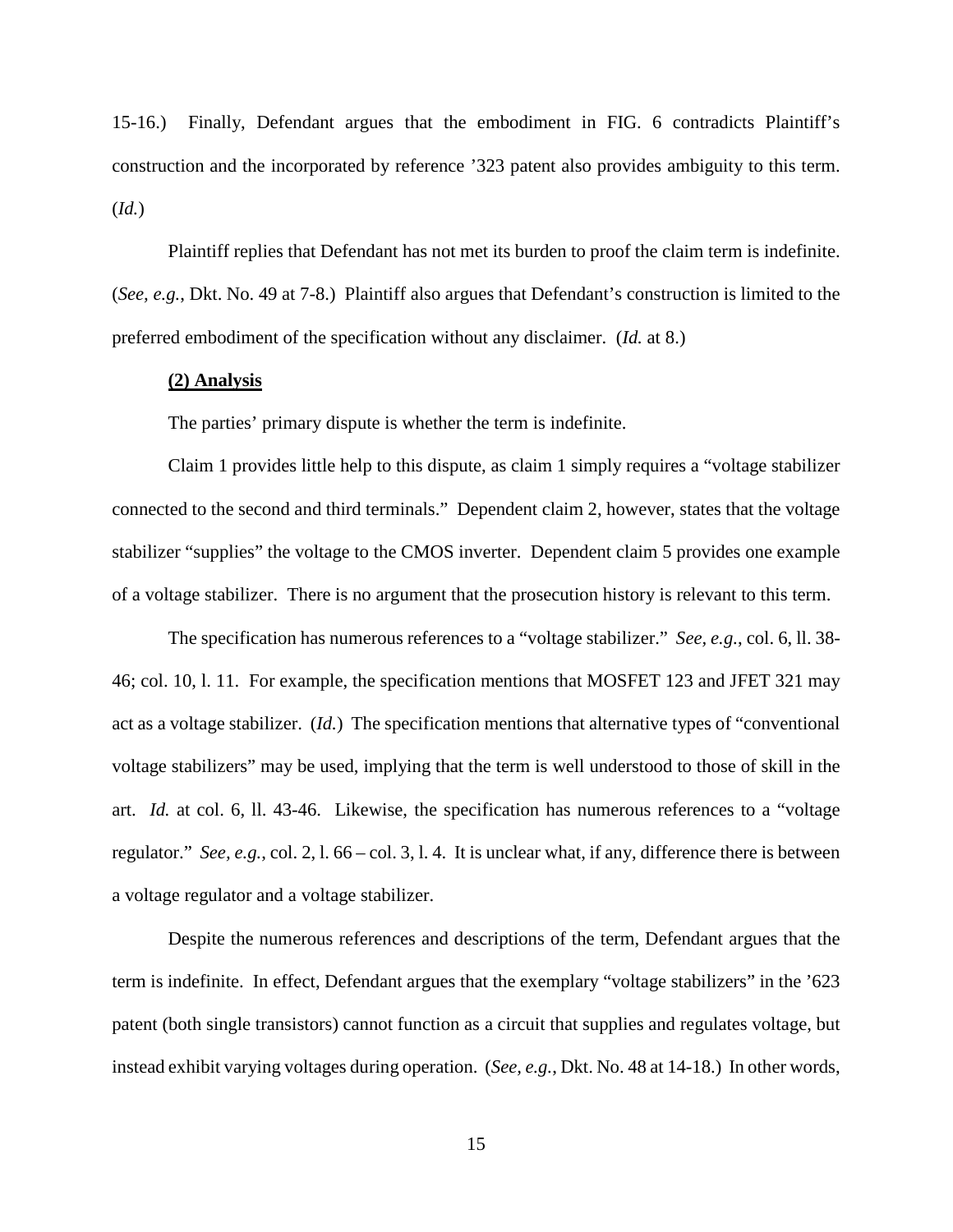15-16.) Finally, Defendant argues that the embodiment in FIG. 6 contradicts Plaintiff's construction and the incorporated by reference '323 patent also provides ambiguity to this term. (*Id.*)

Plaintiff replies that Defendant has not met its burden to proof the claim term is indefinite. (*See, e.g.*, Dkt. No. 49 at 7-8.) Plaintiff also argues that Defendant's construction is limited to the preferred embodiment of the specification without any disclaimer. (*Id.* at 8.)

**(2) Analysis**

The parties' primary dispute is whether the term is indefinite.

Claim 1 provides little help to this dispute, as claim 1 simply requires a "voltage stabilizer connected to the second and third terminals." Dependent claim 2, however, states that the voltage stabilizer "supplies" the voltage to the CMOS inverter. Dependent claim 5 provides one example of a voltage stabilizer. There is no argument that the prosecution history is relevant to this term.

The specification has numerous references to a "voltage stabilizer." *See, e.g.*, col. 6, ll. 38-46; col. 10, l. 11. For example, the specification mentions that MOSFET 123 and JFET 321 may act as a voltage stabilizer. (*Id.*) The specification mentions that alternative types of "conventional voltage stabilizers" may be used, implying that the term is well understood to those of skill in the art. *Id.* at col. 6, ll. 43-46. Likewise, the specification has numerous references to a "voltage regulator." *See, e.g.*, col. 2, l. 66 – col. 3, l. 4. It is unclear what, if any, difference there is between a voltage regulator and a voltage stabilizer.

Despite the numerous references and descriptions of the term, Defendant argues that the term is indefinite. In effect, Defendant argues that the exemplary "voltage stabilizers" in the '623 patent (both single transistors) cannot function as a circuit that supplies and regulates voltage, but instead exhibit varying voltages during operation. (*See, e.g.*, Dkt. No. 48 at 14-18.) In other words,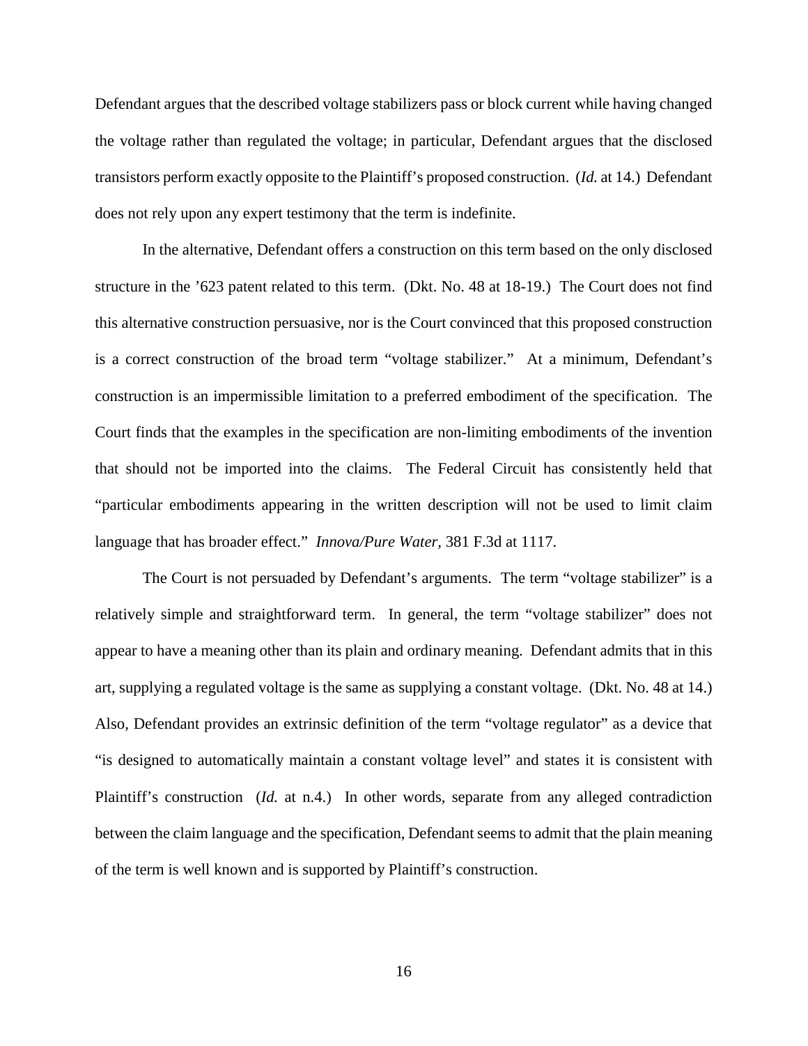Defendant argues that the described voltage stabilizers pass or block current while having changed the voltage rather than regulated the voltage; in particular, Defendant argues that the disclosed transistors perform exactly opposite to the Plaintiff's proposed construction. (*Id.* at 14.) Defendant does not rely upon any expert testimony that the term is indefinite.

In the alternative, Defendant offers a construction on this term based on the only disclosed structure in the '623 patent related to this term. (Dkt. No. 48 at 18-19.) The Court does not find this alternative construction persuasive, nor is the Court convinced that this proposed construction is a correct construction of the broad term "voltage stabilizer." At a minimum, Defendant's construction is an impermissible limitation to a preferred embodiment of the specification. The Court finds that the examples in the specification are non-limiting embodiments of the invention that should not be imported into the claims. The Federal Circuit has consistently held that "particular embodiments appearing in the written description will not be used to limit claim language that has broader effect." *Innova/Pure Water*, 381 F.3d at 1117.

The Court is not persuaded by Defendant's arguments. The term "voltage stabilizer" is a relatively simple and straightforward term. In general, the term "voltage stabilizer" does not appear to have a meaning other than its plain and ordinary meaning. Defendant admits that in this art, supplying a regulated voltage is the same as supplying a constant voltage. (Dkt. No. 48 at 14.) Also, Defendant provides an extrinsic definition of the term "voltage regulator" as a device that "is designed to automatically maintain a constant voltage level" and states it is consistent with Plaintiff's construction (*Id.* at n.4.) In other words, separate from any alleged contradiction between the claim language and the specification, Defendant seems to admit that the plain meaning of the term is well known and is supported by Plaintiff's construction.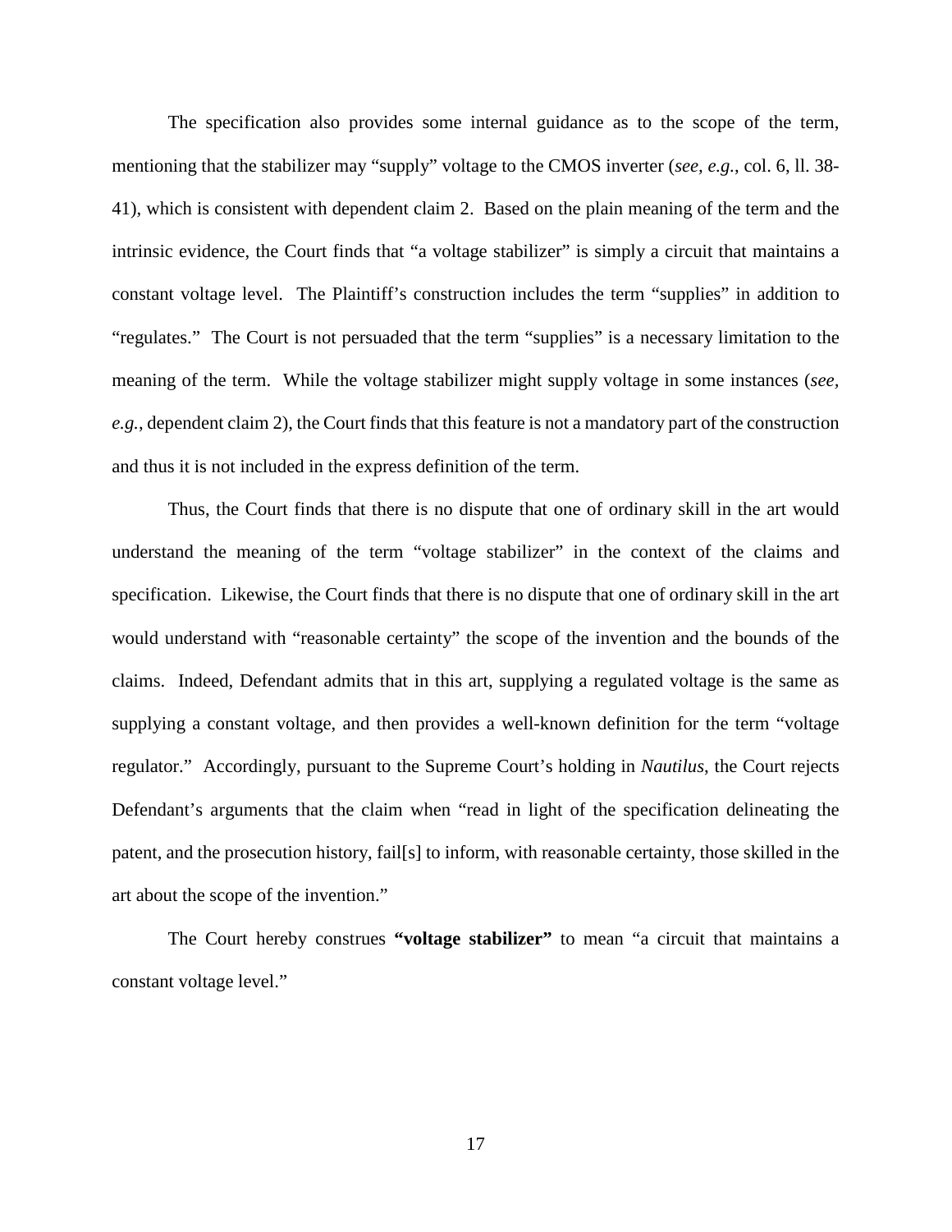The specification also provides some internal guidance as to the scope of the term, mentioning that the stabilizer may "supply" voltage to the CMOS inverter (*see, e.g.*, col. 6, ll. 38-41), which is consistent with dependent claim 2. Based on the plain meaning of the term and the intrinsic evidence, the Court finds that "a voltage stabilizer" is simply a circuit that maintains a constant voltage level. The Plaintiff's construction includes the term "supplies" in addition to "regulates." The Court is not persuaded that the term "supplies" is a necessary limitation to the meaning of the term. While the voltage stabilizer might supply voltage in some instances (*see, e.g.*, dependent claim 2), the Court finds that this feature is not a mandatory part of the construction and thus it is not included in the express definition of the term.

Thus, the Court finds that there is no dispute that one of ordinary skill in the art would understand the meaning of the term "voltage stabilizer" in the context of the claims and specification. Likewise, the Court finds that there is no dispute that one of ordinary skill in the art would understand with "reasonable certainty" the scope of the invention and the bounds of the claims. Indeed, Defendant admits that in this art, supplying a regulated voltage is the same as supplying a constant voltage, and then provides a well-known definition for the term "voltage regulator." Accordingly, pursuant to the Supreme Court's holding in *Nautilus*, the Court rejects Defendant's arguments that the claim when "read in light of the specification delineating the patent, and the prosecution history, fail[s] to inform, with reasonable certainty, those skilled in the art about the scope of the invention."

The Court hereby construes **"voltage stabilizer"** to mean "a circuit that maintains a constant voltage level."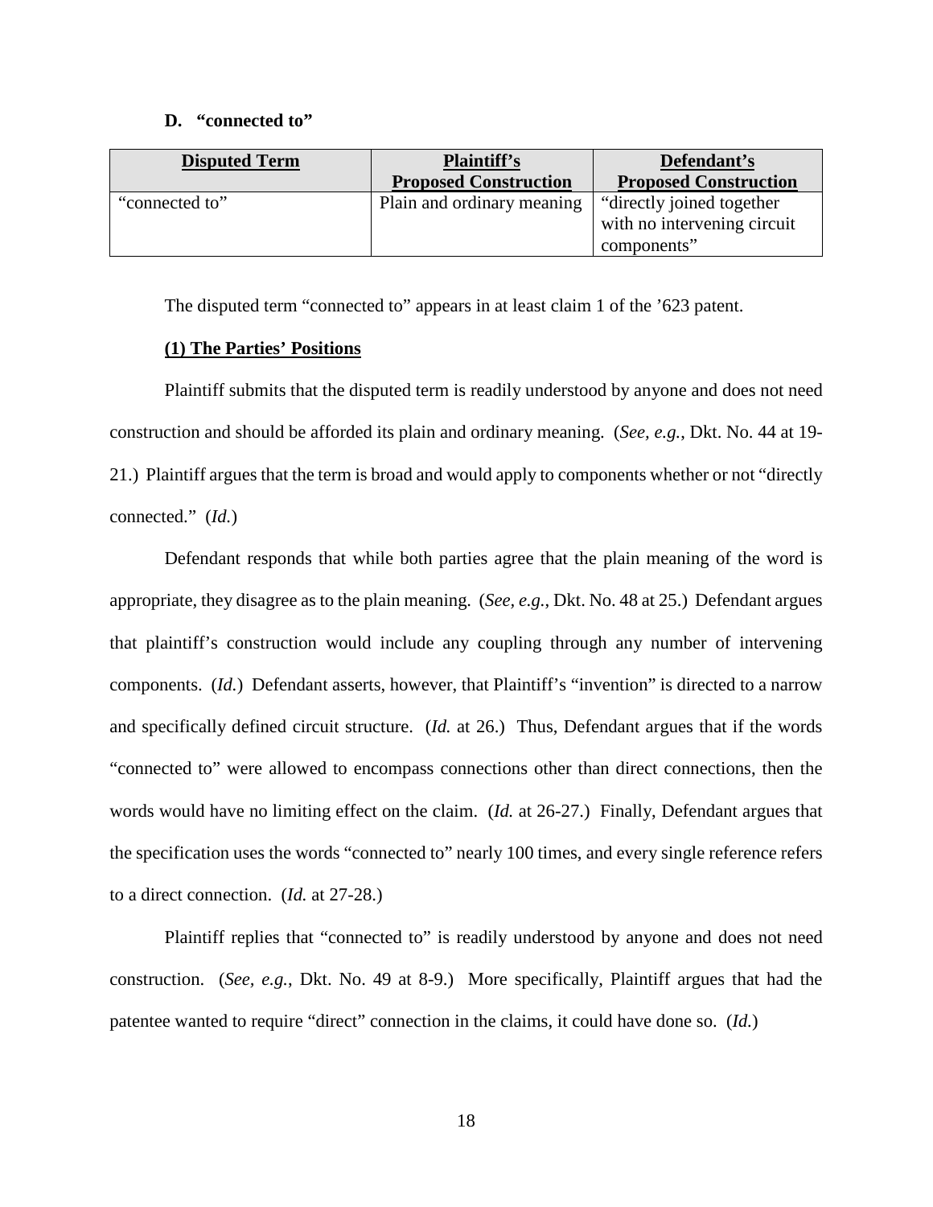### D. "connected to"

| Disputed Term | Plaintiff's Proposed Construction | Defendant's Proposed Construction |
|---|---|---|
| "connected to" | Plain and ordinary meaning | "directly joined together with no intervening circuit components" |

The disputed term "connected to" appears in at least claim 1 of the '623 patent.

#### (1) The Parties' Positions

Plaintiff submits that the disputed term is readily understood by anyone and does not need construction and should be afforded its plain and ordinary meaning. (*See, e.g.*, Dkt. No. 44 at 19-21.) Plaintiff argues that the term is broad and would apply to components whether or not "directly connected." (*Id.*)

Defendant responds that while both parties agree that the plain meaning of the word is appropriate, they disagree as to the plain meaning. (*See, e.g.*, Dkt. No. 48 at 25.) Defendant argues that plaintiff's construction would include any coupling through any number of intervening components. (*Id.*) Defendant asserts, however, that Plaintiff's "invention" is directed to a narrow and specifically defined circuit structure. (*Id.* at 26.) Thus, Defendant argues that if the words "connected to" were allowed to encompass connections other than direct connections, then the words would have no limiting effect on the claim. (*Id.* at 26-27.) Finally, Defendant argues that the specification uses the words "connected to" nearly 100 times, and every single reference refers to a direct connection. (*Id.* at 27-28.)

Plaintiff replies that "connected to" is readily understood by anyone and does not need construction. (*See, e.g.*, Dkt. No. 49 at 8-9.) More specifically, Plaintiff argues that had the patentee wanted to require "direct" connection in the claims, it could have done so. (*Id.*)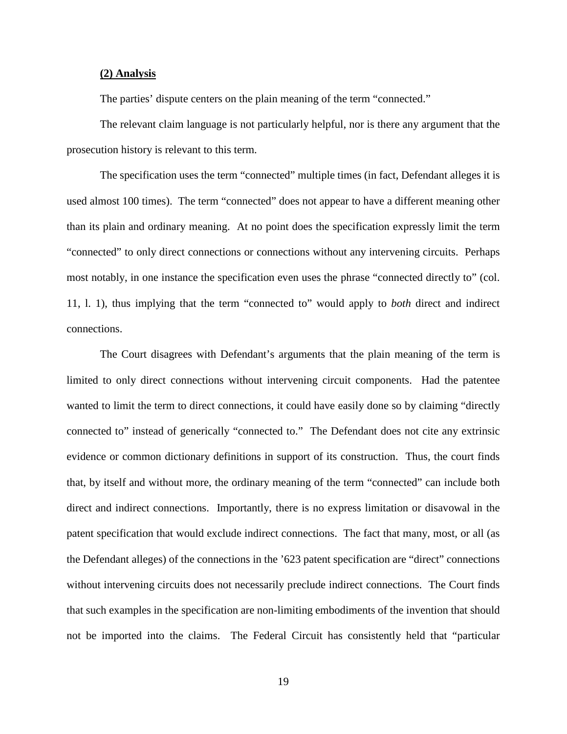**(2) Analysis**

The parties' dispute centers on the plain meaning of the term "connected."

The relevant claim language is not particularly helpful, nor is there any argument that the prosecution history is relevant to this term.

The specification uses the term "connected" multiple times (in fact, Defendant alleges it is used almost 100 times). The term "connected" does not appear to have a different meaning other than its plain and ordinary meaning. At no point does the specification expressly limit the term "connected" to only direct connections or connections without any intervening circuits. Perhaps most notably, in one instance the specification even uses the phrase "connected directly to" (col. 11, l. 1), thus implying that the term "connected to" would apply to *both* direct and indirect connections.

The Court disagrees with Defendant's arguments that the plain meaning of the term is limited to only direct connections without intervening circuit components. Had the patentee wanted to limit the term to direct connections, it could have easily done so by claiming "directly connected to" instead of generically "connected to." The Defendant does not cite any extrinsic evidence or common dictionary definitions in support of its construction. Thus, the court finds that, by itself and without more, the ordinary meaning of the term "connected" can include both direct and indirect connections. Importantly, there is no express limitation or disavowal in the patent specification that would exclude indirect connections. The fact that many, most, or all (as the Defendant alleges) of the connections in the '623 patent specification are "direct" connections without intervening circuits does not necessarily preclude indirect connections. The Court finds that such examples in the specification are non-limiting embodiments of the invention that should not be imported into the claims. The Federal Circuit has consistently held that "particular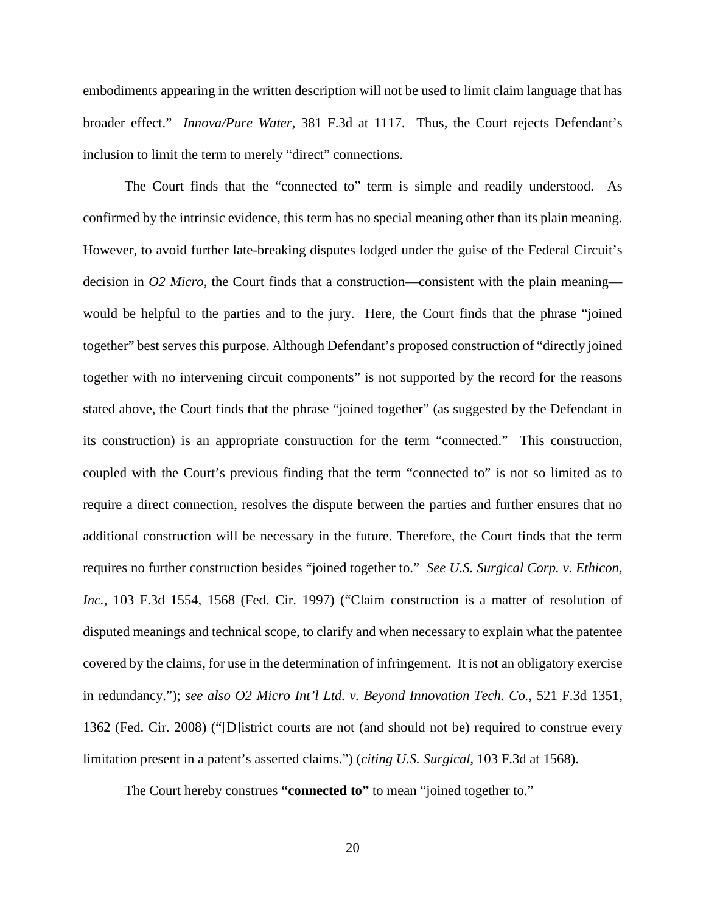embodiments appearing in the written description will not be used to limit claim language that has broader effect." *Innova/Pure Water*, 381 F.3d at 1117. Thus, the Court rejects Defendant's inclusion to limit the term to merely "direct" connections.

The Court finds that the "connected to" term is simple and readily understood. As confirmed by the intrinsic evidence, this term has no special meaning other than its plain meaning. However, to avoid further late-breaking disputes lodged under the guise of the Federal Circuit's decision in *O2 Micro*, the Court finds that a construction—consistent with the plain meaning—would be helpful to the parties and to the jury. Here, the Court finds that the phrase "joined together" best serves this purpose. Although Defendant's proposed construction of "directly joined together with no intervening circuit components" is not supported by the record for the reasons stated above, the Court finds that the phrase "joined together" (as suggested by the Defendant in its construction) is an appropriate construction for the term "connected." This construction, coupled with the Court's previous finding that the term "connected to" is not so limited as to require a direct connection, resolves the dispute between the parties and further ensures that no additional construction will be necessary in the future. Therefore, the Court finds that the term requires no further construction besides "joined together to." *See U.S. Surgical Corp. v. Ethicon, Inc.*, 103 F.3d 1554, 1568 (Fed. Cir. 1997) ("Claim construction is a matter of resolution of disputed meanings and technical scope, to clarify and when necessary to explain what the patentee covered by the claims, for use in the determination of infringement. It is not an obligatory exercise in redundancy."); *see also O2 Micro Int'l Ltd. v. Beyond Innovation Tech. Co.*, 521 F.3d 1351, 1362 (Fed. Cir. 2008) ("[D]istrict courts are not (and should not be) required to construe every limitation present in a patent's asserted claims.") (*citing U.S. Surgical*, 103 F.3d at 1568).

The Court hereby construes **"connected to"** to mean "joined together to."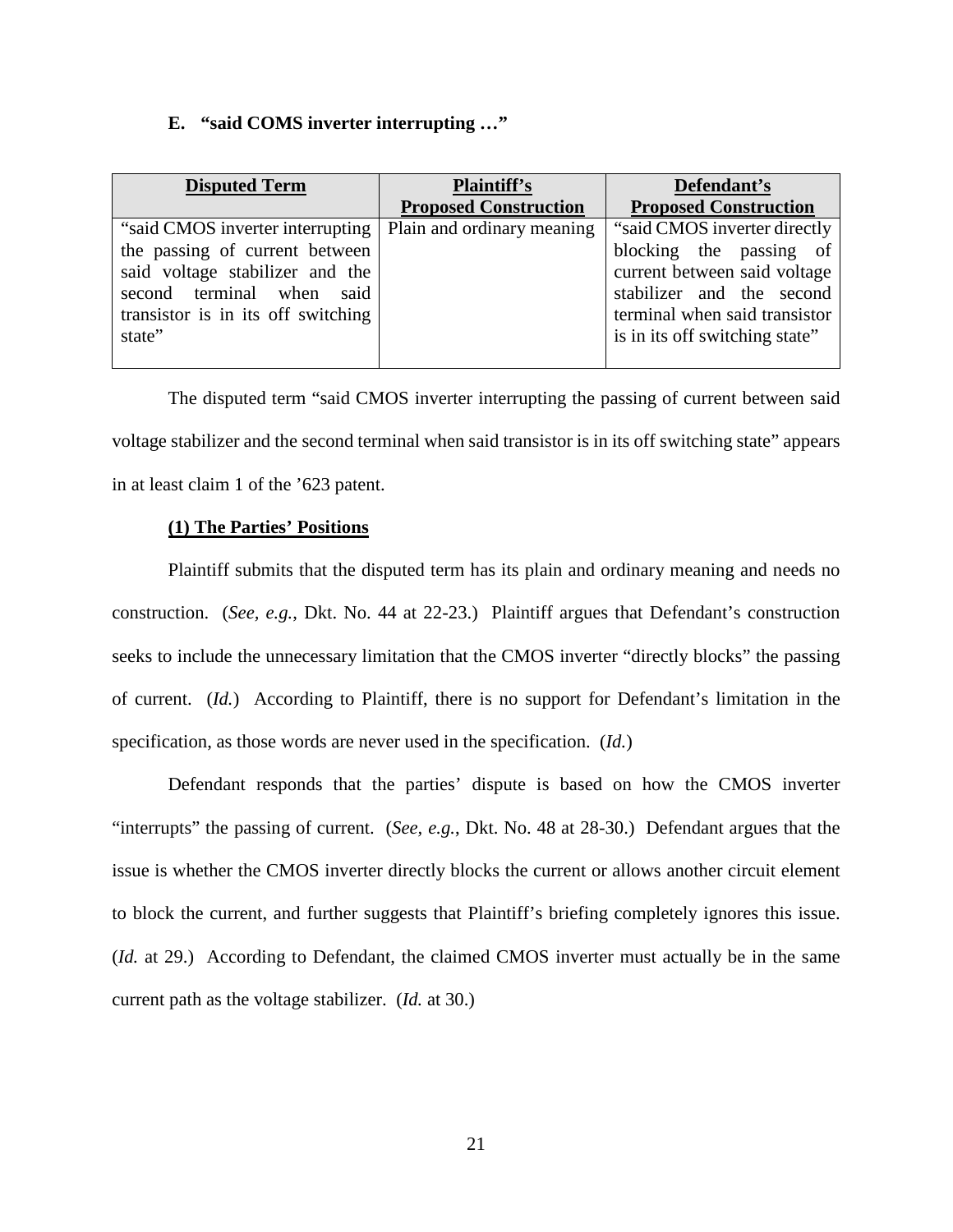### E. "said COMS inverter interrupting …"

| Disputed Term | Plaintiff's Proposed Construction | Defendant's Proposed Construction |
|---|---|---|
| "said CMOS inverter interrupting the passing of current between said voltage stabilizer and the second terminal when said transistor is in its off switching state" | Plain and ordinary meaning | "said CMOS inverter directly blocking the passing of current between said voltage stabilizer and the second terminal when said transistor is in its off switching state" |

The disputed term "said CMOS inverter interrupting the passing of current between said voltage stabilizer and the second terminal when said transistor is in its off switching state" appears in at least claim 1 of the '623 patent.

**(1) The Parties' Positions**

Plaintiff submits that the disputed term has its plain and ordinary meaning and needs no construction. (*See, e.g.*, Dkt. No. 44 at 22-23.) Plaintiff argues that Defendant's construction seeks to include the unnecessary limitation that the CMOS inverter "directly blocks" the passing of current. (*Id.*) According to Plaintiff, there is no support for Defendant's limitation in the specification, as those words are never used in the specification. (*Id.*)

Defendant responds that the parties' dispute is based on how the CMOS inverter "interrupts" the passing of current. (*See, e.g.*, Dkt. No. 48 at 28-30.) Defendant argues that the issue is whether the CMOS inverter directly blocks the current or allows another circuit element to block the current, and further suggests that Plaintiff's briefing completely ignores this issue. (*Id.* at 29.) According to Defendant, the claimed CMOS inverter must actually be in the same current path as the voltage stabilizer. (*Id.* at 30.)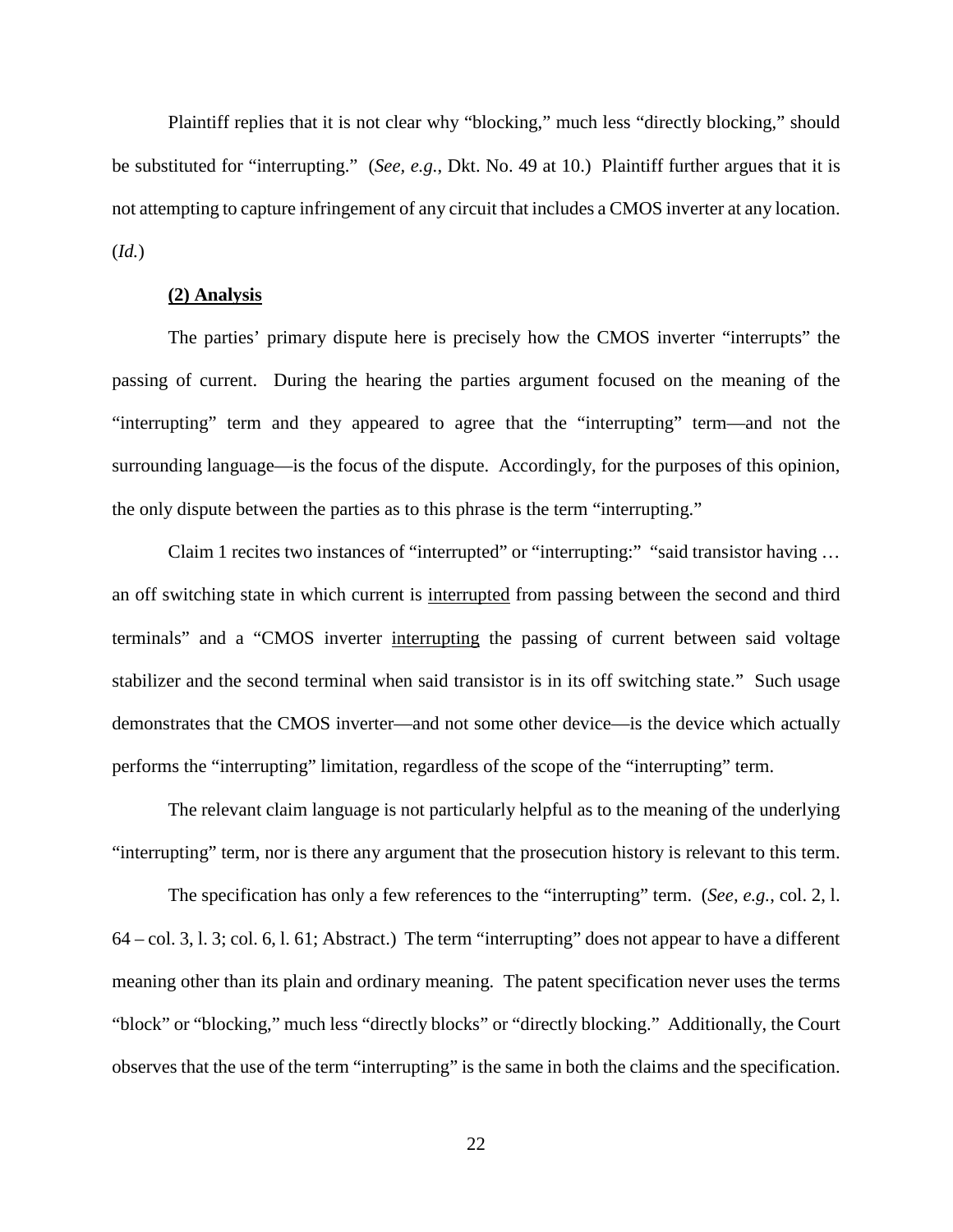Plaintiff replies that it is not clear why "blocking," much less "directly blocking," should be substituted for "interrupting." (*See, e.g.*, Dkt. No. 49 at 10.) Plaintiff further argues that it is not attempting to capture infringement of any circuit that includes a CMOS inverter at any location. (*Id.*)

**(2) Analysis**

The parties' primary dispute here is precisely how the CMOS inverter "interrupts" the passing of current. During the hearing the parties argument focused on the meaning of the "interrupting" term and they appeared to agree that the "interrupting" term—and not the surrounding language—is the focus of the dispute. Accordingly, for the purposes of this opinion, the only dispute between the parties as to this phrase is the term "interrupting."

Claim 1 recites two instances of "interrupted" or "interrupting:" "said transistor having … an off switching state in which current is interrupted from passing between the second and third terminals" and a "CMOS inverter interrupting the passing of current between said voltage stabilizer and the second terminal when said transistor is in its off switching state." Such usage demonstrates that the CMOS inverter—and not some other device—is the device which actually performs the "interrupting" limitation, regardless of the scope of the "interrupting" term.

The relevant claim language is not particularly helpful as to the meaning of the underlying "interrupting" term, nor is there any argument that the prosecution history is relevant to this term.

The specification has only a few references to the "interrupting" term. (*See, e.g.*, col. 2, l. 64 – col. 3, l. 3; col. 6, l. 61; Abstract.) The term "interrupting" does not appear to have a different meaning other than its plain and ordinary meaning. The patent specification never uses the terms "block" or "blocking," much less "directly blocks" or "directly blocking." Additionally, the Court observes that the use of the term "interrupting" is the same in both the claims and the specification.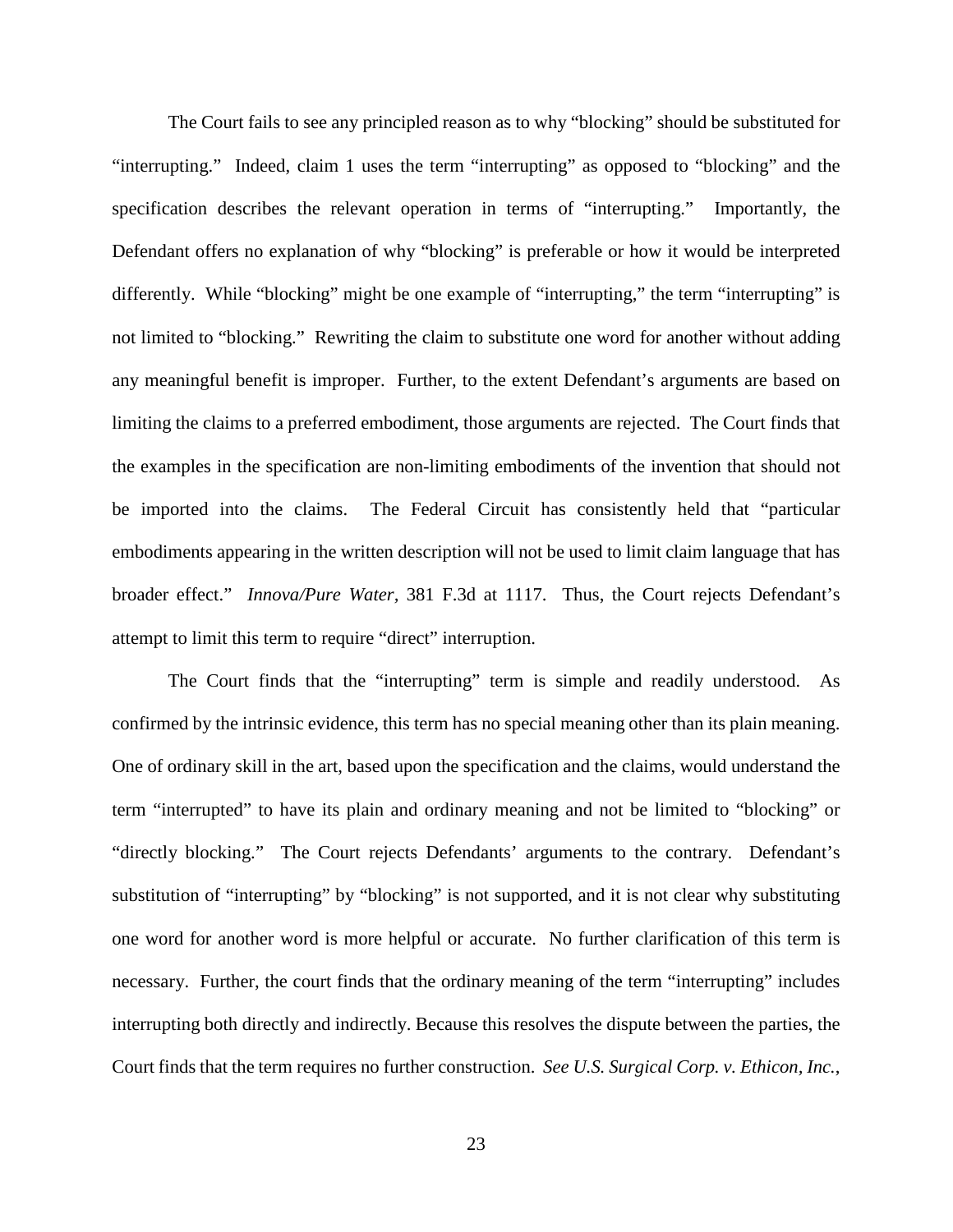The Court fails to see any principled reason as to why "blocking" should be substituted for "interrupting." Indeed, claim 1 uses the term "interrupting" as opposed to "blocking" and the specification describes the relevant operation in terms of "interrupting." Importantly, the Defendant offers no explanation of why "blocking" is preferable or how it would be interpreted differently. While "blocking" might be one example of "interrupting," the term "interrupting" is not limited to "blocking." Rewriting the claim to substitute one word for another without adding any meaningful benefit is improper. Further, to the extent Defendant's arguments are based on limiting the claims to a preferred embodiment, those arguments are rejected. The Court finds that the examples in the specification are non-limiting embodiments of the invention that should not be imported into the claims. The Federal Circuit has consistently held that "particular embodiments appearing in the written description will not be used to limit claim language that has broader effect." *Innova/Pure Water*, 381 F.3d at 1117. Thus, the Court rejects Defendant's attempt to limit this term to require "direct" interruption.

The Court finds that the "interrupting" term is simple and readily understood. As confirmed by the intrinsic evidence, this term has no special meaning other than its plain meaning. One of ordinary skill in the art, based upon the specification and the claims, would understand the term "interrupted" to have its plain and ordinary meaning and not be limited to "blocking" or "directly blocking." The Court rejects Defendants' arguments to the contrary. Defendant's substitution of "interrupting" by "blocking" is not supported, and it is not clear why substituting one word for another word is more helpful or accurate. No further clarification of this term is necessary. Further, the court finds that the ordinary meaning of the term "interrupting" includes interrupting both directly and indirectly. Because this resolves the dispute between the parties, the Court finds that the term requires no further construction. *See U.S. Surgical Corp. v. Ethicon, Inc.*,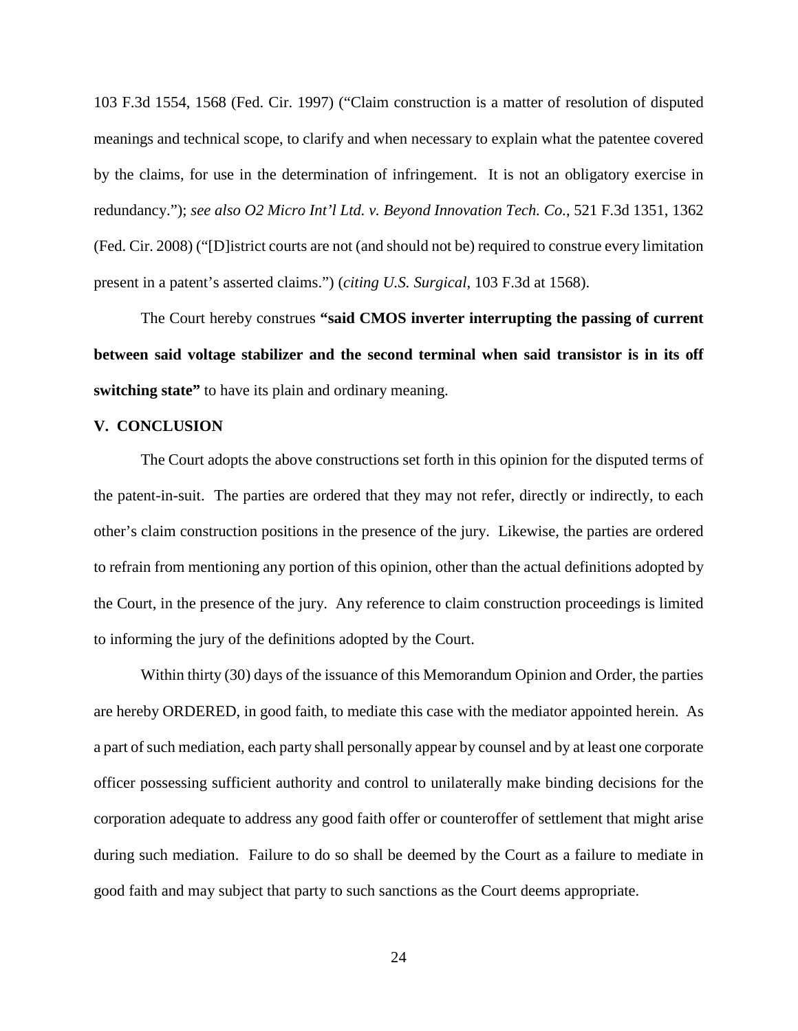103 F.3d 1554, 1568 (Fed. Cir. 1997) ("Claim construction is a matter of resolution of disputed meanings and technical scope, to clarify and when necessary to explain what the patentee covered by the claims, for use in the determination of infringement. It is not an obligatory exercise in redundancy."); *see also O2 Micro Int'l Ltd. v. Beyond Innovation Tech. Co.*, 521 F.3d 1351, 1362 (Fed. Cir. 2008) ("[D]istrict courts are not (and should not be) required to construe every limitation present in a patent's asserted claims.") (*citing U.S. Surgical*, 103 F.3d at 1568).

The Court hereby construes **"said CMOS inverter interrupting the passing of current between said voltage stabilizer and the second terminal when said transistor is in its off switching state"** to have its plain and ordinary meaning.

## V. CONCLUSION

The Court adopts the above constructions set forth in this opinion for the disputed terms of the patent-in-suit. The parties are ordered that they may not refer, directly or indirectly, to each other's claim construction positions in the presence of the jury. Likewise, the parties are ordered to refrain from mentioning any portion of this opinion, other than the actual definitions adopted by the Court, in the presence of the jury. Any reference to claim construction proceedings is limited to informing the jury of the definitions adopted by the Court.

Within thirty (30) days of the issuance of this Memorandum Opinion and Order, the parties are hereby ORDERED, in good faith, to mediate this case with the mediator appointed herein. As a part of such mediation, each party shall personally appear by counsel and by at least one corporate officer possessing sufficient authority and control to unilaterally make binding decisions for the corporation adequate to address any good faith offer or counteroffer of settlement that might arise during such mediation. Failure to do so shall be deemed by the Court as a failure to mediate in good faith and may subject that party to such sanctions as the Court deems appropriate.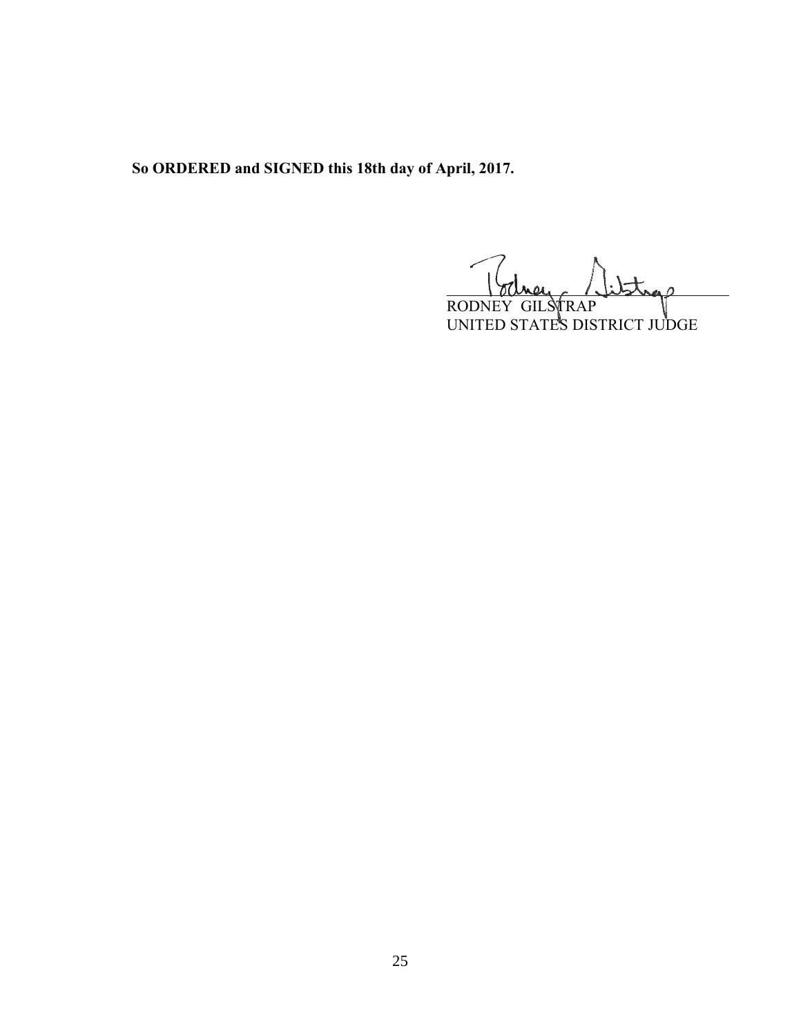**So ORDERED and SIGNED this 18th day of April, 2017.**

RODNEY GILSTRAP
UNITED STATES DISTRICT JUDGE